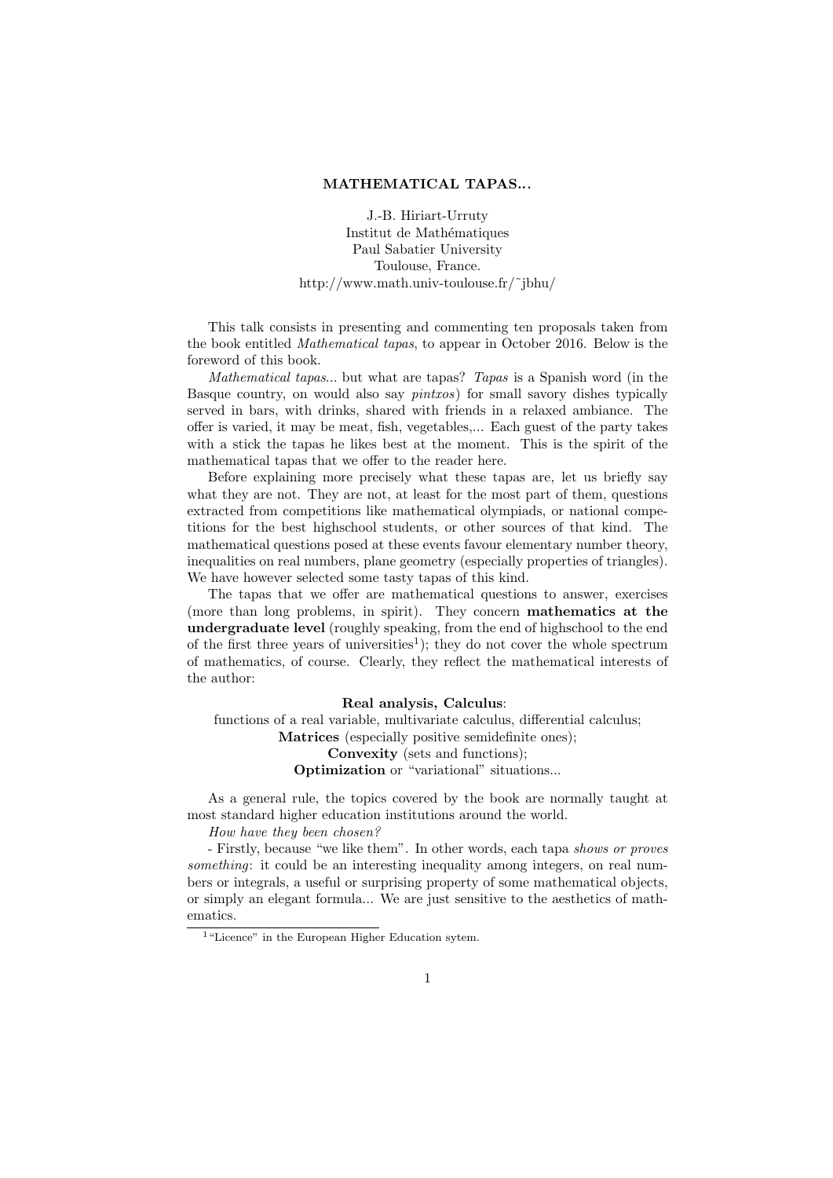# MATHEMATICAL TAPAS...

J.-B. Hiriart-Urruty
Institut de Mathématiques
Paul Sabatier University
Toulouse, France.
http://www.math.univ-toulouse.fr/˜jbhu/

This talk consists in presenting and commenting ten proposals taken from the book entitled *Mathematical tapas*, to appear in October 2016. Below is the foreword of this book.

*Mathematical tapas*... but what are tapas? *Tapas* is a Spanish word (in the Basque country, on would also say *pintxos*) for small savory dishes typically served in bars, with drinks, shared with friends in a relaxed ambiance. The offer is varied, it may be meat, fish, vegetables,... Each guest of the party takes with a stick the tapas he likes best at the moment. This is the spirit of the mathematical tapas that we offer to the reader here.

Before explaining more precisely what these tapas are, let us briefly say what they are not. They are not, at least for the most part of them, questions extracted from competitions like mathematical olympiads, or national competitions for the best highschool students, or other sources of that kind. The mathematical questions posed at these events favour elementary number theory, inequalities on real numbers, plane geometry (especially properties of triangles). We have however selected some tasty tapas of this kind.

The tapas that we offer are mathematical questions to answer, exercises (more than long problems, in spirit). They concern **mathematics at the undergraduate level** (roughly speaking, from the end of highschool to the end of the first three years of universities[1]); they do not cover the whole spectrum of mathematics, of course. Clearly, they reflect the mathematical interests of the author:

**Real analysis, Calculus**:
functions of a real variable, multivariate calculus, differential calculus;
**Matrices** (especially positive semidefinite ones);
**Convexity** (sets and functions);
**Optimization** or "variational" situations...

As a general rule, the topics covered by the book are normally taught at most standard higher education institutions around the world.

*How have they been chosen?*

- Firstly, because "we like them". In other words, each tapa *shows or proves something*: it could be an interesting inequality among integers, on real numbers or integrals, a useful or surprising property of some mathematical objects, or simply an elegant formula... We are just sensitive to the aesthetics of mathematics.

[1] "Licence" in the European Higher Education sytem.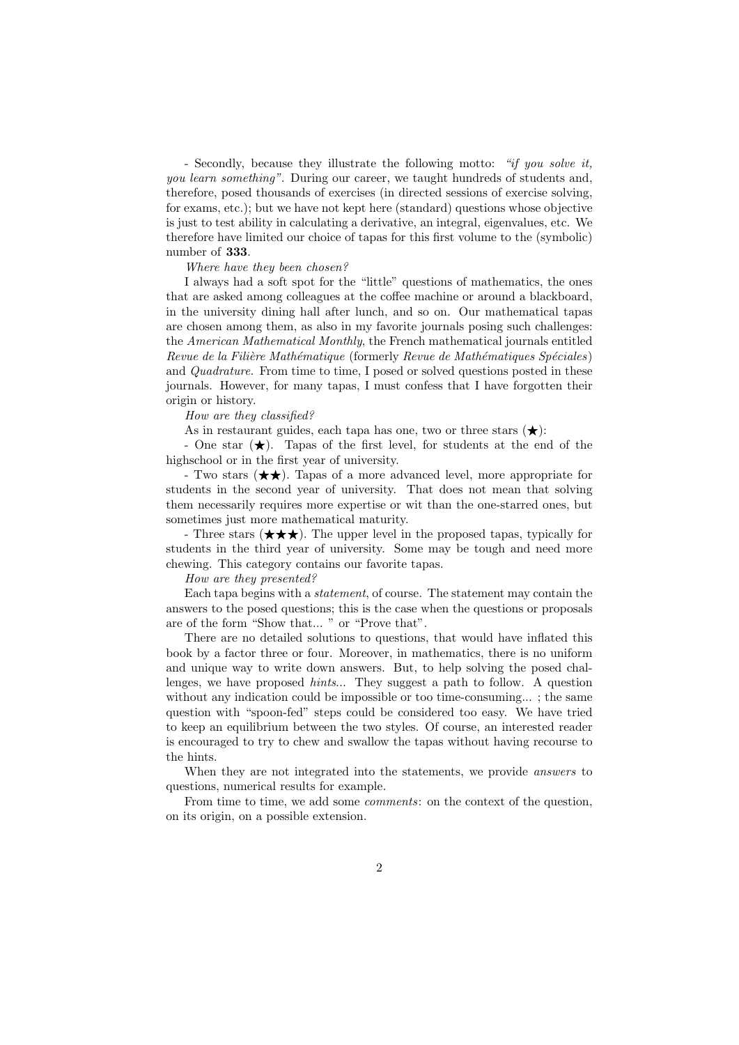- Secondly, because they illustrate the following motto: *"if you solve it, you learn something"*. During our career, we taught hundreds of students and, therefore, posed thousands of exercises (in directed sessions of exercise solving, for exams, etc.); but we have not kept here (standard) questions whose objective is just to test ability in calculating a derivative, an integral, eigenvalues, etc. We therefore have limited our choice of tapas for this first volume to the (symbolic) number of **333**.

*Where have they been chosen?*

I always had a soft spot for the "little" questions of mathematics, the ones that are asked among colleagues at the coffee machine or around a blackboard, in the university dining hall after lunch, and so on. Our mathematical tapas are chosen among them, as also in my favorite journals posing such challenges: the *American Mathematical Monthly*, the French mathematical journals entitled *Revue de la Filière Mathématique* (formerly *Revue de Mathématiques Spéciales*) and *Quadrature*. From time to time, I posed or solved questions posted in these journals. However, for many tapas, I must confess that I have forgotten their origin or history.

*How are they classified?*

As in restaurant guides, each tapa has one, two or three stars (★):

- One star (★). Tapas of the first level, for students at the end of the highschool or in the first year of university.

- Two stars (★★). Tapas of a more advanced level, more appropriate for students in the second year of university. That does not mean that solving them necessarily requires more expertise or wit than the one-starred ones, but sometimes just more mathematical maturity.

- Three stars (★★★). The upper level in the proposed tapas, typically for students in the third year of university. Some may be tough and need more chewing. This category contains our favorite tapas.

*How are they presented?*

Each tapa begins with a *statement*, of course. The statement may contain the answers to the posed questions; this is the case when the questions or proposals are of the form "Show that... " or "Prove that".

There are no detailed solutions to questions, that would have inflated this book by a factor three or four. Moreover, in mathematics, there is no uniform and unique way to write down answers. But, to help solving the posed challenges, we have proposed *hints*... They suggest a path to follow. A question without any indication could be impossible or too time-consuming... ; the same question with "spoon-fed" steps could be considered too easy. We have tried to keep an equilibrium between the two styles. Of course, an interested reader is encouraged to try to chew and swallow the tapas without having recourse to the hints.

When they are not integrated into the statements, we provide *answers* to questions, numerical results for example.

From time to time, we add some *comments*: on the context of the question, on its origin, on a possible extension.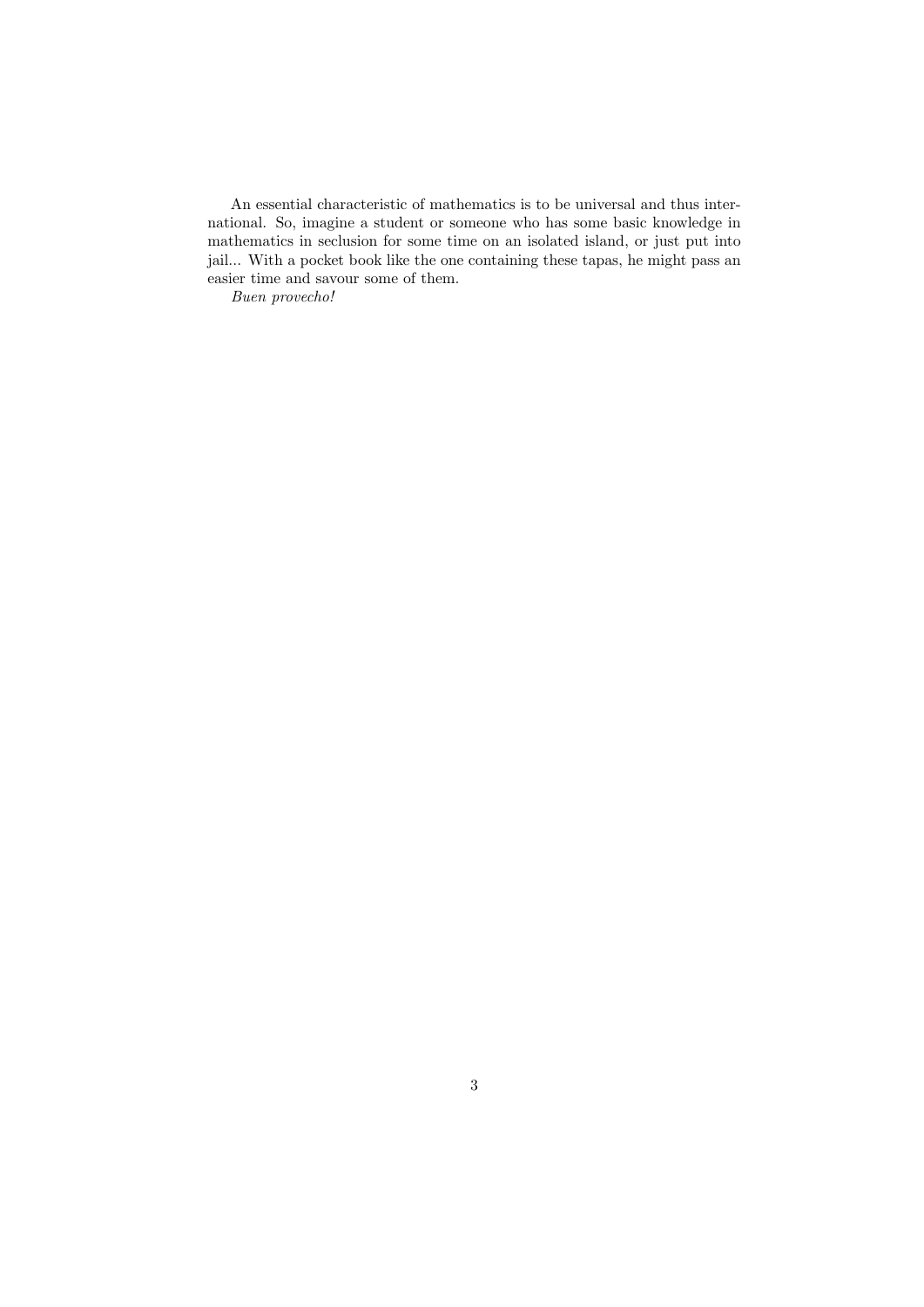An essential characteristic of mathematics is to be universal and thus international. So, imagine a student or someone who has some basic knowledge in mathematics in seclusion for some time on an isolated island, or just put into jail... With a pocket book like the one containing these tapas, he might pass an easier time and savour some of them.

*Buen provecho!*